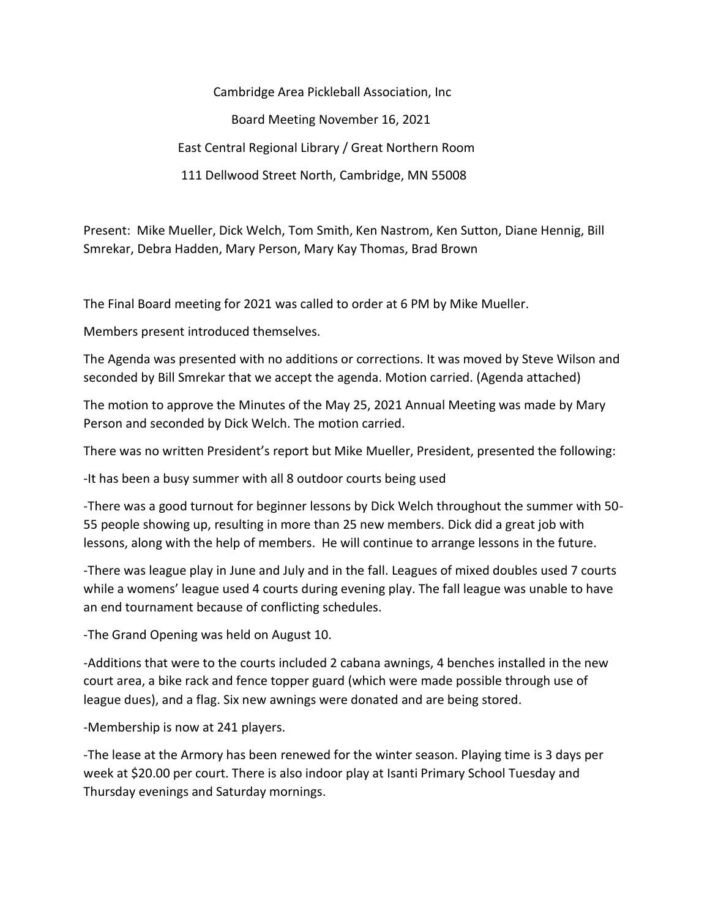Cambridge Area Pickleball Association, Inc

Board Meeting November 16, 2021

East Central Regional Library / Great Northern Room

111 Dellwood Street North, Cambridge, MN 55008

Present: Mike Mueller, Dick Welch, Tom Smith, Ken Nastrom, Ken Sutton, Diane Hennig, Bill Smrekar, Debra Hadden, Mary Person, Mary Kay Thomas, Brad Brown

The Final Board meeting for 2021 was called to order at 6 PM by Mike Mueller.

Members present introduced themselves.

The Agenda was presented with no additions or corrections. It was moved by Steve Wilson and seconded by Bill Smrekar that we accept the agenda. Motion carried. (Agenda attached)

The motion to approve the Minutes of the May 25, 2021 Annual Meeting was made by Mary Person and seconded by Dick Welch. The motion carried.

There was no written President's report but Mike Mueller, President, presented the following:

-It has been a busy summer with all 8 outdoor courts being used

-There was a good turnout for beginner lessons by Dick Welch throughout the summer with 50-55 people showing up, resulting in more than 25 new members. Dick did a great job with lessons, along with the help of members. He will continue to arrange lessons in the future.

-There was league play in June and July and in the fall. Leagues of mixed doubles used 7 courts while a womens' league used 4 courts during evening play. The fall league was unable to have an end tournament because of conflicting schedules.

-The Grand Opening was held on August 10.

-Additions that were to the courts included 2 cabana awnings, 4 benches installed in the new court area, a bike rack and fence topper guard (which were made possible through use of league dues), and a flag. Six new awnings were donated and are being stored.

-Membership is now at 241 players.

-The lease at the Armory has been renewed for the winter season. Playing time is 3 days per week at $20.00 per court. There is also indoor play at Isanti Primary School Tuesday and Thursday evenings and Saturday mornings.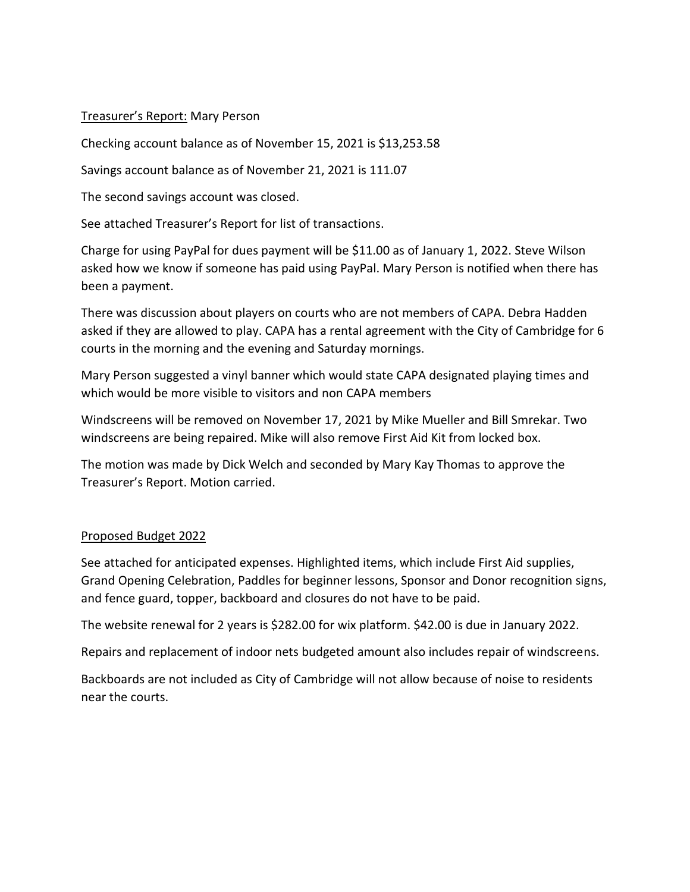Treasurer's Report: Mary Person

Checking account balance as of November 15, 2021 is $13,253.58

Savings account balance as of November 21, 2021 is 111.07

The second savings account was closed.

See attached Treasurer's Report for list of transactions.

Charge for using PayPal for dues payment will be $11.00 as of January 1, 2022. Steve Wilson asked how we know if someone has paid using PayPal. Mary Person is notified when there has been a payment.

There was discussion about players on courts who are not members of CAPA. Debra Hadden asked if they are allowed to play. CAPA has a rental agreement with the City of Cambridge for 6 courts in the morning and the evening and Saturday mornings.

Mary Person suggested a vinyl banner which would state CAPA designated playing times and which would be more visible to visitors and non CAPA members

Windscreens will be removed on November 17, 2021 by Mike Mueller and Bill Smrekar. Two windscreens are being repaired. Mike will also remove First Aid Kit from locked box.

The motion was made by Dick Welch and seconded by Mary Kay Thomas to approve the Treasurer's Report. Motion carried.

Proposed Budget 2022

See attached for anticipated expenses. Highlighted items, which include First Aid supplies, Grand Opening Celebration, Paddles for beginner lessons, Sponsor and Donor recognition signs, and fence guard, topper, backboard and closures do not have to be paid.

The website renewal for 2 years is $282.00 for wix platform. $42.00 is due in January 2022.

Repairs and replacement of indoor nets budgeted amount also includes repair of windscreens.

Backboards are not included as City of Cambridge will not allow because of noise to residents near the courts.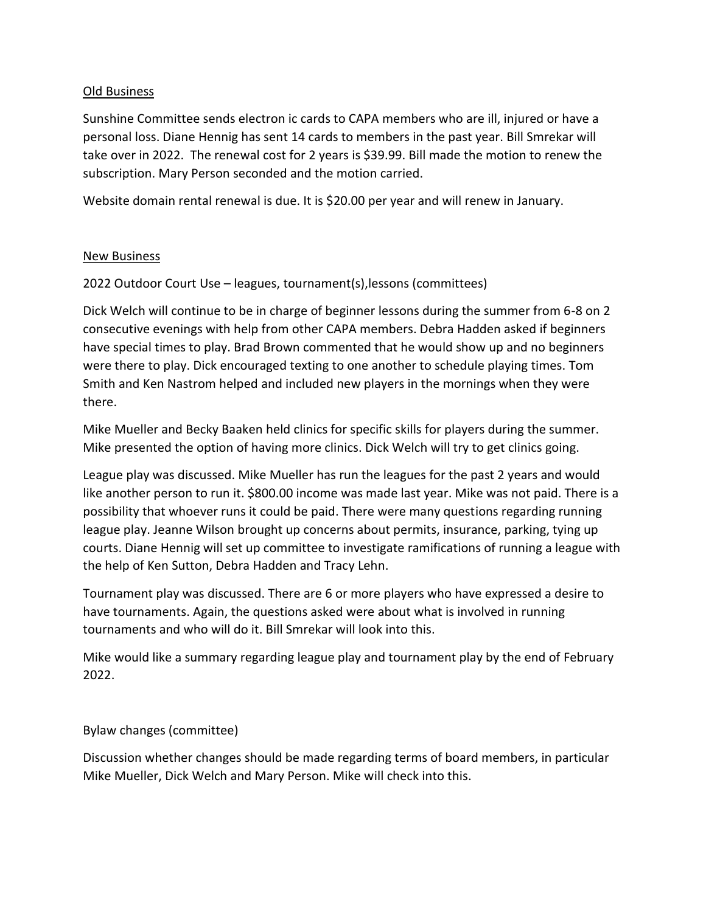Old Business

Sunshine Committee sends electron ic cards to CAPA members who are ill, injured or have a personal loss. Diane Hennig has sent 14 cards to members in the past year. Bill Smrekar will take over in 2022. The renewal cost for 2 years is $39.99. Bill made the motion to renew the subscription. Mary Person seconded and the motion carried.

Website domain rental renewal is due. It is $20.00 per year and will renew in January.

New Business

2022 Outdoor Court Use – leagues, tournament(s),lessons (committees)

Dick Welch will continue to be in charge of beginner lessons during the summer from 6-8 on 2 consecutive evenings with help from other CAPA members. Debra Hadden asked if beginners have special times to play. Brad Brown commented that he would show up and no beginners were there to play. Dick encouraged texting to one another to schedule playing times. Tom Smith and Ken Nastrom helped and included new players in the mornings when they were there.

Mike Mueller and Becky Baaken held clinics for specific skills for players during the summer. Mike presented the option of having more clinics. Dick Welch will try to get clinics going.

League play was discussed. Mike Mueller has run the leagues for the past 2 years and would like another person to run it. $800.00 income was made last year. Mike was not paid. There is a possibility that whoever runs it could be paid. There were many questions regarding running league play. Jeanne Wilson brought up concerns about permits, insurance, parking, tying up courts. Diane Hennig will set up committee to investigate ramifications of running a league with the help of Ken Sutton, Debra Hadden and Tracy Lehn.

Tournament play was discussed. There are 6 or more players who have expressed a desire to have tournaments. Again, the questions asked were about what is involved in running tournaments and who will do it. Bill Smrekar will look into this.

Mike would like a summary regarding league play and tournament play by the end of February 2022.

Bylaw changes (committee)

Discussion whether changes should be made regarding terms of board members, in particular Mike Mueller, Dick Welch and Mary Person. Mike will check into this.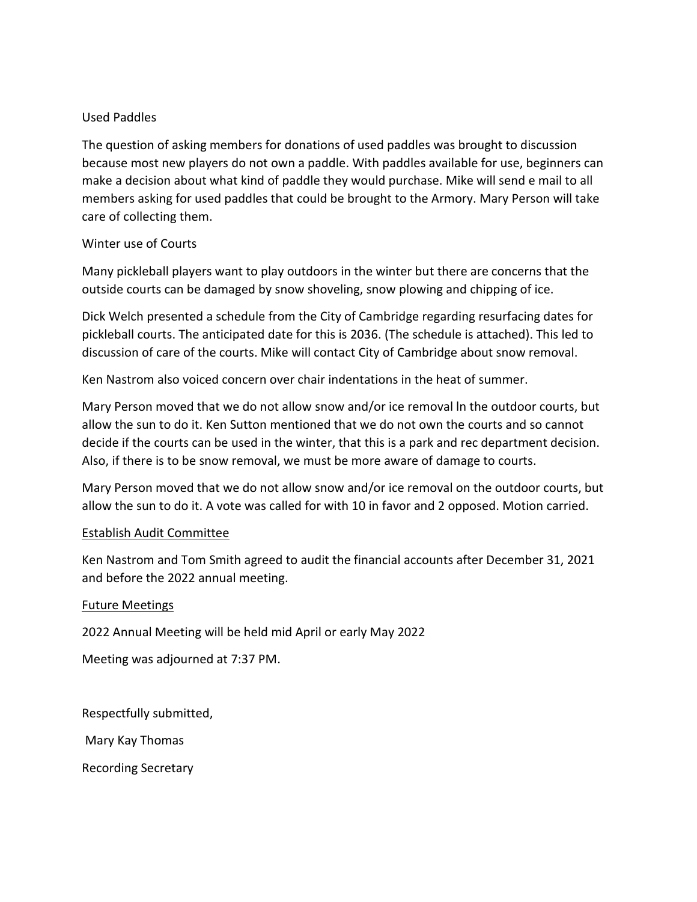Used Paddles

The question of asking members for donations of used paddles was brought to discussion because most new players do not own a paddle. With paddles available for use, beginners can make a decision about what kind of paddle they would purchase. Mike will send e mail to all members asking for used paddles that could be brought to the Armory. Mary Person will take care of collecting them.

Winter use of Courts

Many pickleball players want to play outdoors in the winter but there are concerns that the outside courts can be damaged by snow shoveling, snow plowing and chipping of ice.

Dick Welch presented a schedule from the City of Cambridge regarding resurfacing dates for pickleball courts. The anticipated date for this is 2036. (The schedule is attached). This led to discussion of care of the courts. Mike will contact City of Cambridge about snow removal.

Ken Nastrom also voiced concern over chair indentations in the heat of summer.

Mary Person moved that we do not allow snow and/or ice removal ln the outdoor courts, but allow the sun to do it. Ken Sutton mentioned that we do not own the courts and so cannot decide if the courts can be used in the winter, that this is a park and rec department decision. Also, if there is to be snow removal, we must be more aware of damage to courts.

Mary Person moved that we do not allow snow and/or ice removal on the outdoor courts, but allow the sun to do it. A vote was called for with 10 in favor and 2 opposed. Motion carried.

<u>Establish Audit Committee</u>

Ken Nastrom and Tom Smith agreed to audit the financial accounts after December 31, 2021 and before the 2022 annual meeting.

<u>Future Meetings</u>

2022 Annual Meeting will be held mid April or early May 2022

Meeting was adjourned at 7:37 PM.

Respectfully submitted,

Mary Kay Thomas

Recording Secretary